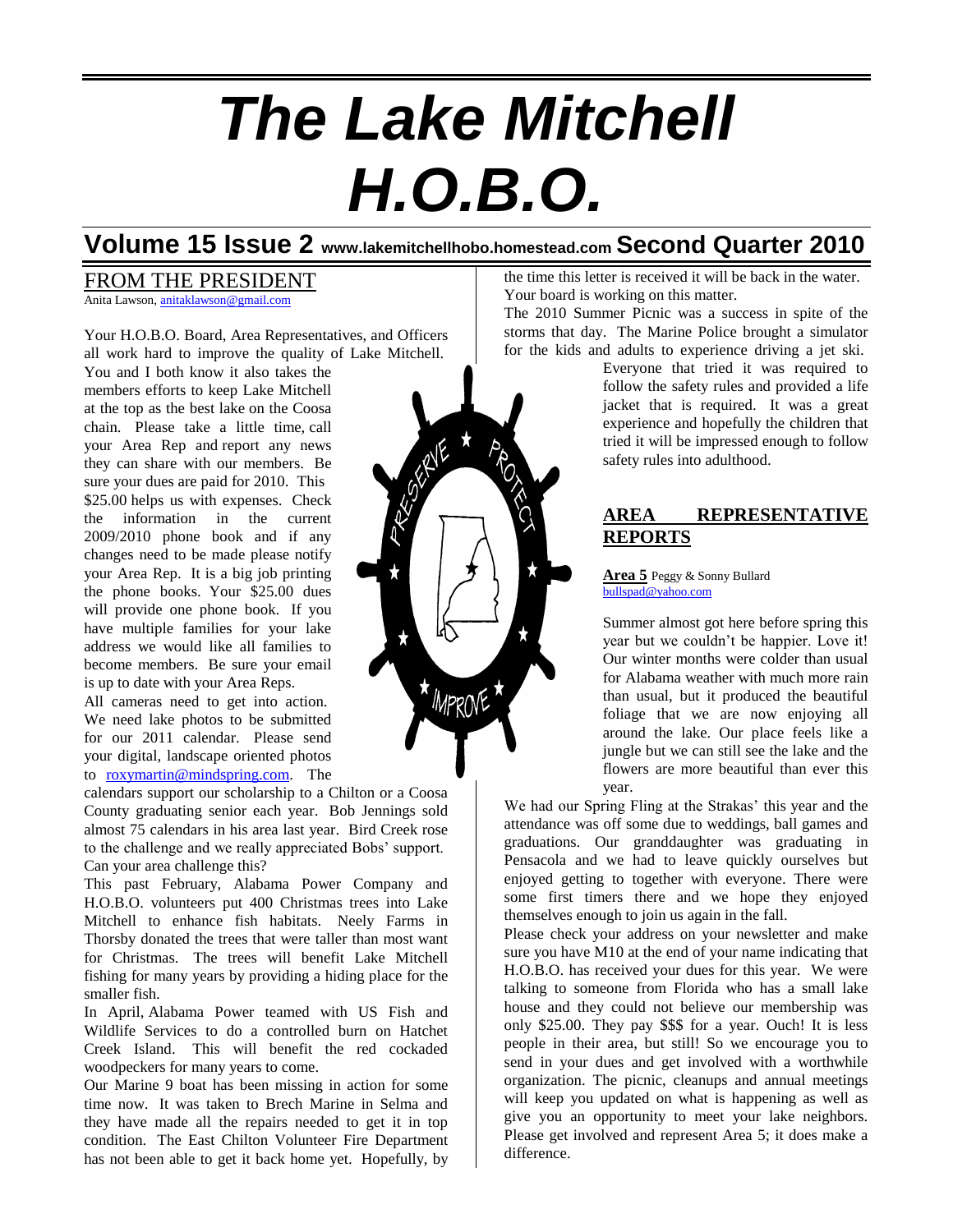# *The Lake Mitchell H.O.B.O.*

## Volume 15 Issue 2 www.lakemitchellhobo.homestead.com Second Quarter 2010

## FROM THE PRESIDENT

Anita Lawson, anitaklawson@gmail.com

Your H.O.B.O. Board, Area Representatives, and Officers all work hard to improve the quality of Lake Mitchell. You and I both know it also takes the members efforts to keep Lake Mitchell at the top as the best lake on the Coosa chain. Please take a little time, call your Area Rep and report any news they can share with our members. Be sure your dues are paid for 2010. This $25.00 helps us with expenses. Check the information in the current 2009/2010 phone book and if any changes need to be made please notify your Area Rep. It is a big job printing the phone books. Your $25.00 dues will provide one phone book. If you have multiple families for your lake address we would like all families to become members. Be sure your email is up to date with your Area Reps.

All cameras need to get into action. We need lake photos to be submitted for our 2011 calendar. Please send your digital, landscape oriented photos to roxymartin@mindspring.com. The calendars support our scholarship to a Chilton or a Coosa County graduating senior each year. Bob Jennings sold almost 75 calendars in his area last year. Bird Creek rose to the challenge and we really appreciated Bobs' support. Can your area challenge this?

This past February, Alabama Power Company and H.O.B.O. volunteers put 400 Christmas trees into Lake Mitchell to enhance fish habitats. Neely Farms in Thorsby donated the trees that were taller than most want for Christmas. The trees will benefit Lake Mitchell fishing for many years by providing a hiding place for the smaller fish.

In April, Alabama Power teamed with US Fish and Wildlife Services to do a controlled burn on Hatchet Creek Island. This will benefit the red cockaded woodpeckers for many years to come.

Our Marine 9 boat has been missing in action for some time now. It was taken to Brech Marine in Selma and they have made all the repairs needed to get it in top condition. The East Chilton Volunteer Fire Department has not been able to get it back home yet. Hopefully, by the time this letter is received it will be back in the water. Your board is working on this matter.

The 2010 Summer Picnic was a success in spite of the storms that day. The Marine Police brought a simulator for the kids and adults to experience driving a jet ski. Everyone that tried it was required to follow the safety rules and provided a life jacket that is required. It was a great experience and hopefully the children that tried it will be impressed enough to follow safety rules into adulthood.

## AREA REPRESENTATIVE REPORTS

**Area 5** Peggy & Sonny Bullard
bullspad@yahoo.com

Summer almost got here before spring this year but we couldn't be happier. Love it! Our winter months were colder than usual for Alabama weather with much more rain than usual, but it produced the beautiful foliage that we are now enjoying all around the lake. Our place feels like a jungle but we can still see the lake and the flowers are more beautiful than ever this year.

We had our Spring Fling at the Strakas' this year and the attendance was off some due to weddings, ball games and graduations. Our granddaughter was graduating in Pensacola and we had to leave quickly ourselves but enjoyed getting to together with everyone. There were some first timers there and we hope they enjoyed themselves enough to join us again in the fall.

Please check your address on your newsletter and make sure you have M10 at the end of your name indicating that H.O.B.O. has received your dues for this year. We were talking to someone from Florida who has a small lake house and they could not believe our membership was only $25.00. They pay $$$ for a year. Ouch! It is less people in their area, but still! So we encourage you to send in your dues and get involved with a worthwhile organization. The picnic, cleanups and annual meetings will keep you updated on what is happening as well as give you an opportunity to meet your lake neighbors. Please get involved and represent Area 5; it does make a difference.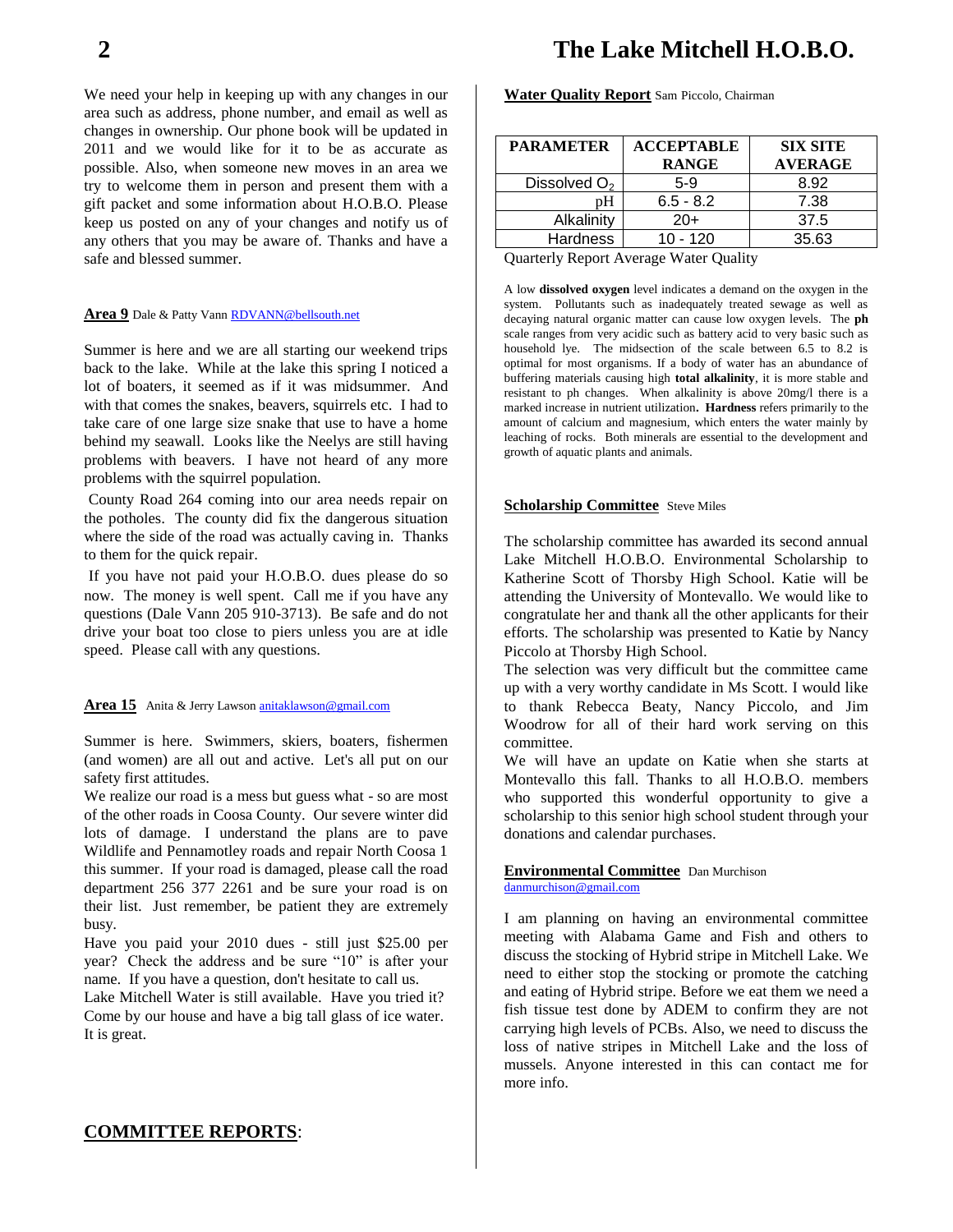We need your help in keeping up with any changes in our area such as address, phone number, and email as well as changes in ownership. Our phone book will be updated in 2011 and we would like for it to be as accurate as possible. Also, when someone new moves in an area we try to welcome them in person and present them with a gift packet and some information about H.O.B.O. Please keep us posted on any of your changes and notify us of any others that you may be aware of. Thanks and have a safe and blessed summer.

**Area 9** Dale & Patty Vann RDVANN@bellsouth.net

Summer is here and we are all starting our weekend trips back to the lake. While at the lake this spring I noticed a lot of boaters, it seemed as if it was midsummer. And with that comes the snakes, beavers, squirrels etc. I had to take care of one large size snake that use to have a home behind my seawall. Looks like the Neelys are still having problems with beavers. I have not heard of any more problems with the squirrel population.

County Road 264 coming into our area needs repair on the potholes. The county did fix the dangerous situation where the side of the road was actually caving in. Thanks to them for the quick repair.

If you have not paid your H.O.B.O. dues please do so now. The money is well spent. Call me if you have any questions (Dale Vann 205 910-3713). Be safe and do not drive your boat too close to piers unless you are at idle speed. Please call with any questions.

**Area 15** Anita & Jerry Lawson anitaklawson@gmail.com

Summer is here. Swimmers, skiers, boaters, fishermen (and women) are all out and active. Let's all put on our safety first attitudes.

We realize our road is a mess but guess what - so are most of the other roads in Coosa County. Our severe winter did lots of damage. I understand the plans are to pave Wildlife and Pennamotley roads and repair North Coosa 1 this summer. If your road is damaged, please call the road department 256 377 2261 and be sure your road is on their list. Just remember, be patient they are extremely busy.

Have you paid your 2010 dues - still just $25.00 per year? Check the address and be sure "10" is after your name. If you have a question, don't hesitate to call us.

Lake Mitchell Water is still available. Have you tried it? Come by our house and have a big tall glass of ice water. It is great.

## COMMITTEE REPORTS:

**Water Quality Report** Sam Piccolo, Chairman

| PARAMETER | ACCEPTABLE RANGE | SIX SITE AVERAGE |
|---|---|---|
| Dissolved $O_2$ | 5-9 | 8.92 |
| pH | 6.5 - 8.2 | 7.38 |
| Alkalinity | 20+ | 37.5 |
| Hardness | 10 - 120 | 35.63 |

Quarterly Report Average Water Quality

A low **dissolved oxygen** level indicates a demand on the oxygen in the system. Pollutants such as inadequately treated sewage as well as decaying natural organic matter can cause low oxygen levels. The **ph** scale ranges from very acidic such as battery acid to very basic such as household lye. The midsection of the scale between 6.5 to 8.2 is optimal for most organisms. If a body of water has an abundance of buffering materials causing high **total alkalinity**, it is more stable and resistant to ph changes. When alkalinity is above 20mg/l there is a marked increase in nutrient utilization**. Hardness** refers primarily to the amount of calcium and magnesium, which enters the water mainly by leaching of rocks. Both minerals are essential to the development and growth of aquatic plants and animals.

**Scholarship Committee** Steve Miles

The scholarship committee has awarded its second annual Lake Mitchell H.O.B.O. Environmental Scholarship to Katherine Scott of Thorsby High School. Katie will be attending the University of Montevallo. We would like to congratulate her and thank all the other applicants for their efforts. The scholarship was presented to Katie by Nancy Piccolo at Thorsby High School.

The selection was very difficult but the committee came up with a very worthy candidate in Ms Scott. I would like to thank Rebecca Beaty, Nancy Piccolo, and Jim Woodrow for all of their hard work serving on this committee.

We will have an update on Katie when she starts at Montevallo this fall. Thanks to all H.O.B.O. members who supported this wonderful opportunity to give a scholarship to this senior high school student through your donations and calendar purchases.

**Environmental Committee** Dan Murchison
danmurchison@gmail.com

I am planning on having an environmental committee meeting with Alabama Game and Fish and others to discuss the stocking of Hybrid stripe in Mitchell Lake. We need to either stop the stocking or promote the catching and eating of Hybrid stripe. Before we eat them we need a fish tissue test done by ADEM to confirm they are not carrying high levels of PCBs. Also, we need to discuss the loss of native stripes in Mitchell Lake and the loss of mussels. Anyone interested in this can contact me for more info.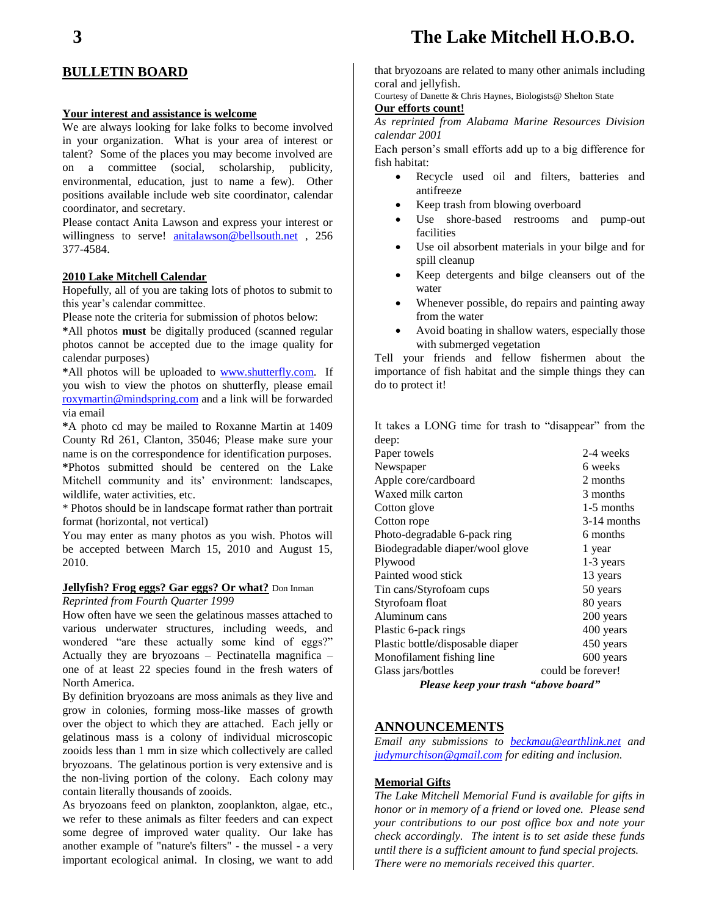## BULLETIN BOARD

**Your interest and assistance is welcome**

We are always looking for lake folks to become involved in your organization. What is your area of interest or talent? Some of the places you may become involved are on a committee (social, scholarship, publicity, environmental, education, just to name a few). Other positions available include web site coordinator, calendar coordinator, and secretary.

Please contact Anita Lawson and express your interest or willingness to serve! anitalawson@bellsouth.net , 256 377-4584.

**2010 Lake Mitchell Calendar**

Hopefully, all of you are taking lots of photos to submit to this year's calendar committee.

Please note the criteria for submission of photos below:

***All photos must** be digitally produced (scanned regular photos cannot be accepted due to the image quality for calendar purposes)

***All photos will be uploaded to www.shutterfly.com. If you wish to view the photos on shutterfly, please email roxymartin@mindspring.com and a link will be forwarded via email

***A photo cd may be mailed to Roxanne Martin at 1409 County Rd 261, Clanton, 35046; Please make sure your name is on the correspondence for identification purposes.

***Photos submitted should be centered on the Lake Mitchell community and its' environment: landscapes, wildlife, water activities, etc.

* Photos should be in landscape format rather than portrait format (horizontal, not vertical)

You may enter as many photos as you wish. Photos will be accepted between March 15, 2010 and August 15, 2010.

**Jellyfish? Frog eggs? Gar eggs? Or what?** Don Inman

*Reprinted from Fourth Quarter 1999*

How often have we seen the gelatinous masses attached to various underwater structures, including weeds, and wondered "are these actually some kind of eggs?" Actually they are bryozoans – Pectinatella magnifica – one of at least 22 species found in the fresh waters of North America.

By definition bryozoans are moss animals as they live and grow in colonies, forming moss-like masses of growth over the object to which they are attached. Each jelly or gelatinous mass is a colony of individual microscopic zooids less than 1 mm in size which collectively are called bryozoans. The gelatinous portion is very extensive and is the non-living portion of the colony. Each colony may contain literally thousands of zooids.

As bryozoans feed on plankton, zooplankton, algae, etc., we refer to these animals as filter feeders and can expect some degree of improved water quality. Our lake has another example of "nature's filters" - the mussel - a very important ecological animal. In closing, we want to add that bryozoans are related to many other animals including coral and jellyfish.

Courtesy of Danette & Chris Haynes, Biologists@ Shelton State

**Our efforts count!**

*As reprinted from Alabama Marine Resources Division calendar 2001*

Each person's small efforts add up to a big difference for fish habitat:

- Recycle used oil and filters, batteries and antifreeze
- Keep trash from blowing overboard
- Use shore-based restrooms and pump-out facilities
- Use oil absorbent materials in your bilge and for spill cleanup
- Keep detergents and bilge cleansers out of the water
- Whenever possible, do repairs and painting away from the water
- Avoid boating in shallow waters, especially those with submerged vegetation

Tell your friends and fellow fishermen about the importance of fish habitat and the simple things they can do to protect it!

It takes a LONG time for trash to "disappear" from the deep:

| | |
|---|---|
| Paper towels | 2-4 weeks |
| Newspaper | 6 weeks |
| Apple core/cardboard | 2 months |
| Waxed milk carton | 3 months |
| Cotton glove | 1-5 months |
| Cotton rope | 3-14 months |
| Photo-degradable 6-pack ring | 6 months |
| Biodegradable diaper/wool glove | 1 year |
| Plywood | 1-3 years |
| Painted wood stick | 13 years |
| Tin cans/Styrofoam cups | 50 years |
| Styrofoam float | 80 years |
| Aluminum cans | 200 years |
| Plastic 6-pack rings | 400 years |
| Plastic bottle/disposable diaper | 450 years |
| Monofilament fishing line | 600 years |
| Glass jars/bottles | could be forever! |

***Please keep your trash "above board"***

## ANNOUNCEMENTS

*Email any submissions to beckmau@earthlink.net and judymurchison@gmail.com for editing and inclusion.*

**Memorial Gifts**

*The Lake Mitchell Memorial Fund is available for gifts in honor or in memory of a friend or loved one. Please send your contributions to our post office box and note your check accordingly. The intent is to set aside these funds until there is a sufficient amount to fund special projects. There were no memorials received this quarter.*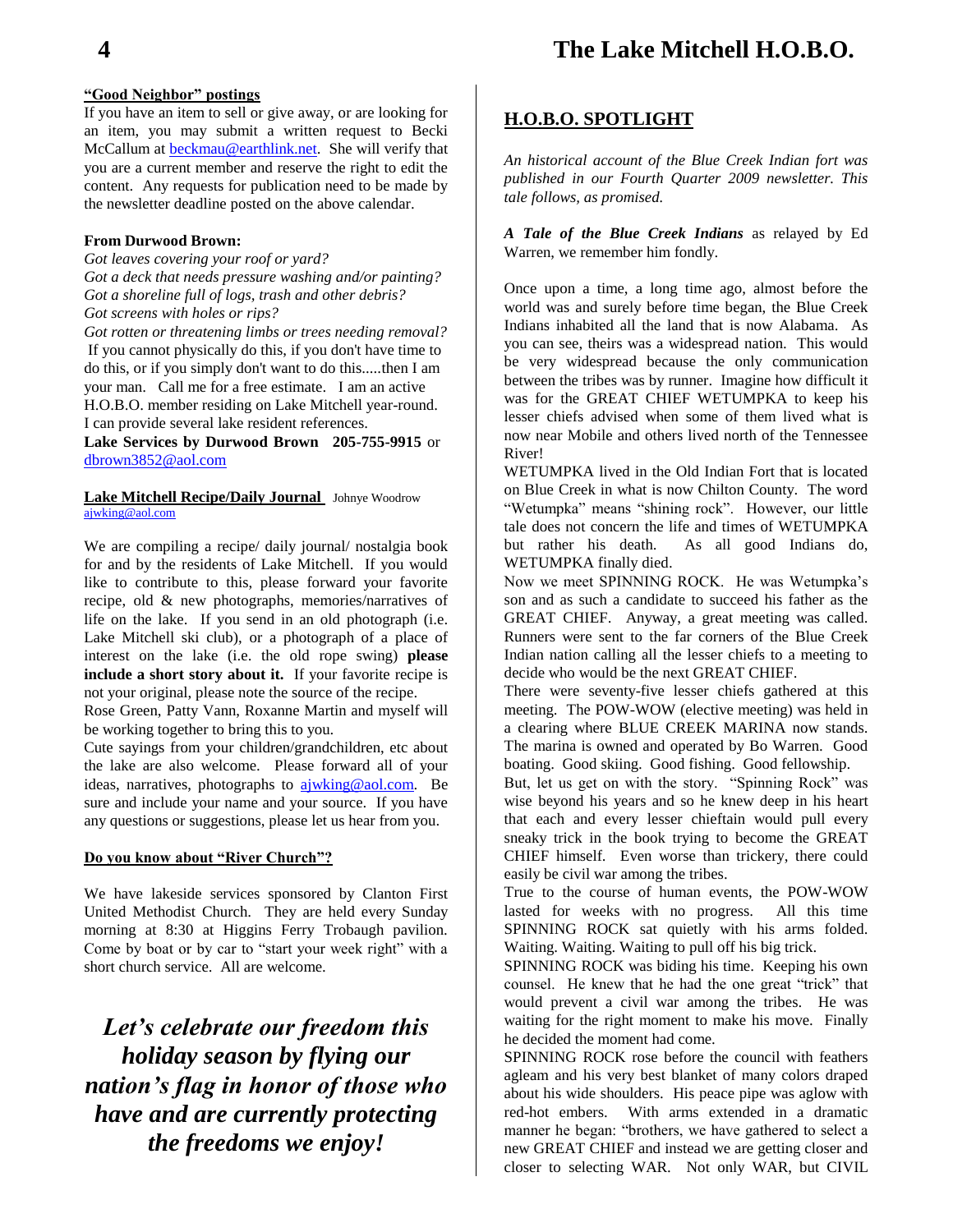### "Good Neighbor" postings

If you have an item to sell or give away, or are looking for an item, you may submit a written request to Becki McCallum at beckmau@earthlink.net. She will verify that you are a current member and reserve the right to edit the content. Any requests for publication need to be made by the newsletter deadline posted on the above calendar.

**From Durwood Brown:**

*Got leaves covering your roof or yard?*
*Got a deck that needs pressure washing and/or painting?*
*Got a shoreline full of logs, trash and other debris?*
*Got screens with holes or rips?*
*Got rotten or threatening limbs or trees needing removal?*
If you cannot physically do this, if you don't have time to do this, or if you simply don't want to do this.....then I am your man. Call me for a free estimate. I am an active H.O.B.O. member residing on Lake Mitchell year-round. I can provide several lake resident references.
**Lake Services by Durwood Brown 205-755-9915** or dbrown3852@aol.com

### Lake Mitchell Recipe/Daily Journal
Johnye Woodrow
ajwking@aol.com

We are compiling a recipe/ daily journal/ nostalgia book for and by the residents of Lake Mitchell. If you would like to contribute to this, please forward your favorite recipe, old & new photographs, memories/narratives of life on the lake. If you send in an old photograph (i.e. Lake Mitchell ski club), or a photograph of a place of interest on the lake (i.e. the old rope swing) **please include a short story about it.** If your favorite recipe is not your original, please note the source of the recipe.
Rose Green, Patty Vann, Roxanne Martin and myself will be working together to bring this to you.
Cute sayings from your children/grandchildren, etc about the lake are also welcome. Please forward all of your ideas, narratives, photographs to ajwking@aol.com. Be sure and include your name and your source. If you have any questions or suggestions, please let us hear from you.

### Do you know about "River Church"?

We have lakeside services sponsored by Clanton First United Methodist Church. They are held every Sunday morning at 8:30 at Higgins Ferry Trobaugh pavilion. Come by boat or by car to "start your week right" with a short church service. All are welcome.

***Let's celebrate our freedom this holiday season by flying our nation's flag in honor of those who have and are currently protecting the freedoms we enjoy!***

## H.O.B.O. SPOTLIGHT

*An historical account of the Blue Creek Indian fort was published in our Fourth Quarter 2009 newsletter. This tale follows, as promised.*

***A Tale of the Blue Creek Indians*** as relayed by Ed Warren, we remember him fondly.

Once upon a time, a long time ago, almost before the world was and surely before time began, the Blue Creek Indians inhabited all the land that is now Alabama. As you can see, theirs was a widespread nation. This would be very widespread because the only communication between the tribes was by runner. Imagine how difficult it was for the GREAT CHIEF WETUMPKA to keep his lesser chiefs advised when some of them lived what is now near Mobile and others lived north of the Tennessee River!
WETUMPKA lived in the Old Indian Fort that is located on Blue Creek in what is now Chilton County. The word "Wetumpka" means "shining rock". However, our little tale does not concern the life and times of WETUMPKA but rather his death. As all good Indians do, WETUMPKA finally died.
Now we meet SPINNING ROCK. He was Wetumpka's son and as such a candidate to succeed his father as the GREAT CHIEF. Anyway, a great meeting was called. Runners were sent to the far corners of the Blue Creek Indian nation calling all the lesser chiefs to a meeting to decide who would be the next GREAT CHIEF.
There were seventy-five lesser chiefs gathered at this meeting. The POW-WOW (elective meeting) was held in a clearing where BLUE CREEK MARINA now stands. The marina is owned and operated by Bo Warren. Good boating. Good skiing. Good fishing. Good fellowship.
But, let us get on with the story. "Spinning Rock" was wise beyond his years and so he knew deep in his heart that each and every lesser chieftain would pull every sneaky trick in the book trying to become the GREAT CHIEF himself. Even worse than trickery, there could easily be civil war among the tribes.
True to the course of human events, the POW-WOW lasted for weeks with no progress. All this time SPINNING ROCK sat quietly with his arms folded. Waiting. Waiting. Waiting to pull off his big trick.
SPINNING ROCK was biding his time. Keeping his own counsel. He knew that he had the one great "trick" that would prevent a civil war among the tribes. He was waiting for the right moment to make his move. Finally he decided the moment had come.
SPINNING ROCK rose before the council with feathers agleam and his very best blanket of many colors draped about his wide shoulders. His peace pipe was aglow with red-hot embers. With arms extended in a dramatic manner he began: "brothers, we have gathered to select a new GREAT CHIEF and instead we are getting closer and closer to selecting WAR. Not only WAR, but CIVIL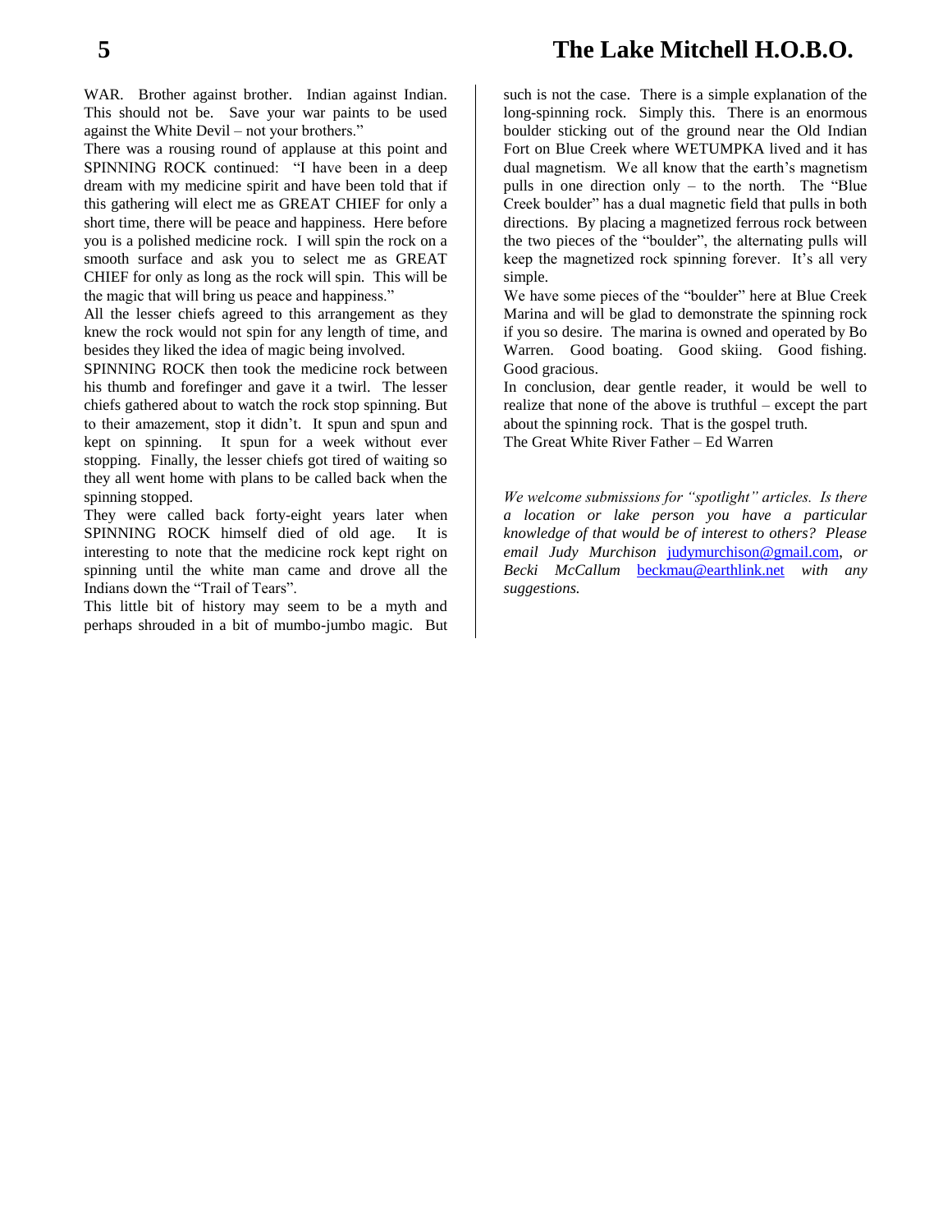WAR. Brother against brother. Indian against Indian. This should not be. Save your war paints to be used against the White Devil – not your brothers."

There was a rousing round of applause at this point and SPINNING ROCK continued: "I have been in a deep dream with my medicine spirit and have been told that if this gathering will elect me as GREAT CHIEF for only a short time, there will be peace and happiness. Here before you is a polished medicine rock. I will spin the rock on a smooth surface and ask you to select me as GREAT CHIEF for only as long as the rock will spin. This will be the magic that will bring us peace and happiness."

All the lesser chiefs agreed to this arrangement as they knew the rock would not spin for any length of time, and besides they liked the idea of magic being involved.

SPINNING ROCK then took the medicine rock between his thumb and forefinger and gave it a twirl. The lesser chiefs gathered about to watch the rock stop spinning. But to their amazement, stop it didn't. It spun and spun and kept on spinning. It spun for a week without ever stopping. Finally, the lesser chiefs got tired of waiting so they all went home with plans to be called back when the spinning stopped.

They were called back forty-eight years later when SPINNING ROCK himself died of old age. It is interesting to note that the medicine rock kept right on spinning until the white man came and drove all the Indians down the "Trail of Tears".

This little bit of history may seem to be a myth and perhaps shrouded in a bit of mumbo-jumbo magic. But such is not the case. There is a simple explanation of the long-spinning rock. Simply this. There is an enormous boulder sticking out of the ground near the Old Indian Fort on Blue Creek where WETUMPKA lived and it has dual magnetism. We all know that the earth's magnetism pulls in one direction only – to the north. The "Blue Creek boulder" has a dual magnetic field that pulls in both directions. By placing a magnetized ferrous rock between the two pieces of the "boulder", the alternating pulls will keep the magnetized rock spinning forever. It's all very simple.

We have some pieces of the "boulder" here at Blue Creek Marina and will be glad to demonstrate the spinning rock if you so desire. The marina is owned and operated by Bo Warren. Good boating. Good skiing. Good fishing. Good gracious.

In conclusion, dear gentle reader, it would be well to realize that none of the above is truthful – except the part about the spinning rock. That is the gospel truth.

The Great White River Father – Ed Warren

*We welcome submissions for "spotlight" articles. Is there a location or lake person you have a particular knowledge of that would be of interest to others? Please email Judy Murchison* judymurchison@gmail.com, *or Becki McCallum* beckmau@earthlink.net *with any suggestions.*